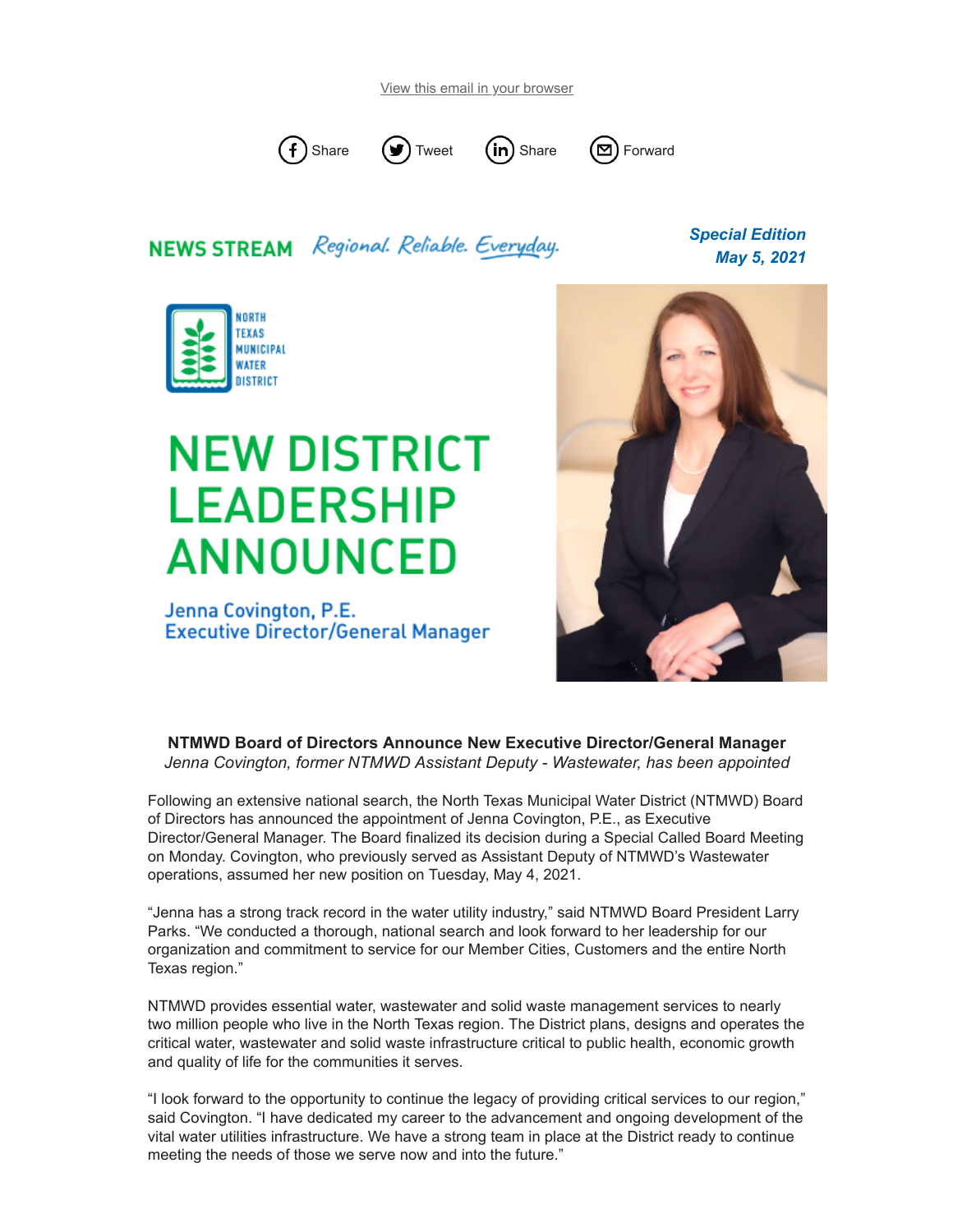View this email in your browser

Share Tweet Share Forward

NEWS STREAM *Regional. Reliable. Everyday.*

***Special Edition***
***May 5, 2021***

NORTH TEXAS MUNICIPAL WATER DISTRICT

# NEW DISTRICT LEADERSHIP ANNOUNCED

Jenna Covington, P.E.
Executive Director/General Manager

**NTMWD Board of Directors Announce New Executive Director/General Manager**
*Jenna Covington, former NTMWD Assistant Deputy - Wastewater, has been appointed*

Following an extensive national search, the North Texas Municipal Water District (NTMWD) Board of Directors has announced the appointment of Jenna Covington, P.E., as Executive Director/General Manager. The Board finalized its decision during a Special Called Board Meeting on Monday. Covington, who previously served as Assistant Deputy of NTMWD's Wastewater operations, assumed her new position on Tuesday, May 4, 2021.

"Jenna has a strong track record in the water utility industry," said NTMWD Board President Larry Parks. "We conducted a thorough, national search and look forward to her leadership for our organization and commitment to service for our Member Cities, Customers and the entire North Texas region."

NTMWD provides essential water, wastewater and solid waste management services to nearly two million people who live in the North Texas region. The District plans, designs and operates the critical water, wastewater and solid waste infrastructure critical to public health, economic growth and quality of life for the communities it serves.

"I look forward to the opportunity to continue the legacy of providing critical services to our region," said Covington. "I have dedicated my career to the advancement and ongoing development of the vital water utilities infrastructure. We have a strong team in place at the District ready to continue meeting the needs of those we serve now and into the future."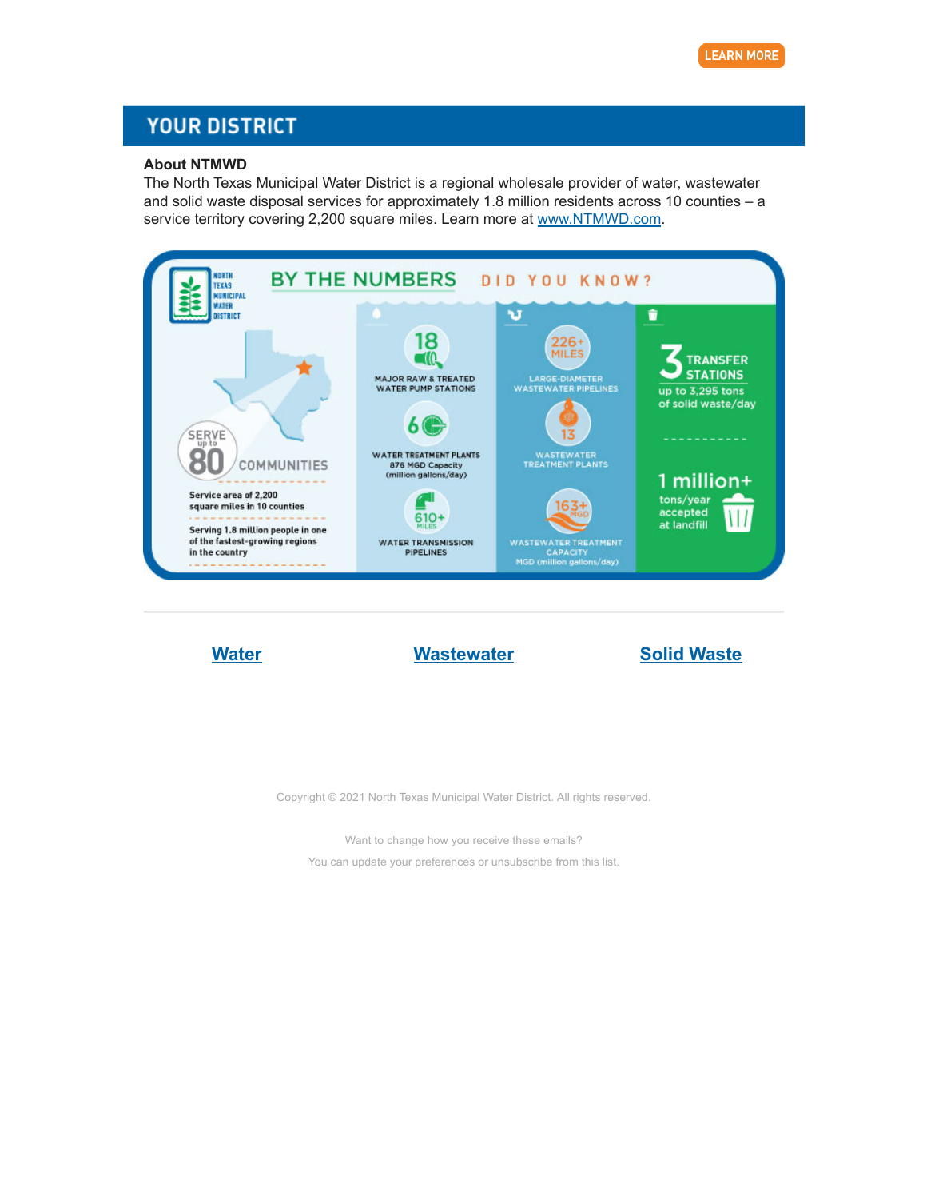LEARN MORE

## YOUR DISTRICT

**About NTMWD**

The North Texas Municipal Water District is a regional wholesale provider of water, wastewater and solid waste disposal services for approximately 1.8 million residents across 10 counties – a service territory covering 2,200 square miles. Learn more at www.NTMWD.com.

NORTH TEXAS MUNICIPAL WATER DISTRICT

BY THE NUMBERS

DID YOU KNOW?

SERVE up to 80 COMMUNITIES

Service area of 2,200 square miles in 10 counties

Serving 1.8 million people in one of the fastest-growing regions in the country

18

MAJOR RAW & TREATED WATER PUMP STATIONS

6

WATER TREATMENT PLANTS
876 MGD Capacity
(million gallons/day)

610+ MILES

WATER TRANSMISSION PIPELINES

226+ MILES

LARGE-DIAMETER WASTEWATER PIPELINES

13

WASTEWATER TREATMENT PLANTS

163+ MGD

WASTEWATER TREATMENT CAPACITY
MGD (million gallons/day)

3 TRANSFER STATIONS

up to 3,295 tons of solid waste/day

1 million+

tons/year accepted at landfill

---

Water | Wastewater | Solid Waste

Copyright © 2021 North Texas Municipal Water District. All rights reserved.

Want to change how you receive these emails?

You can update your preferences or unsubscribe from this list.